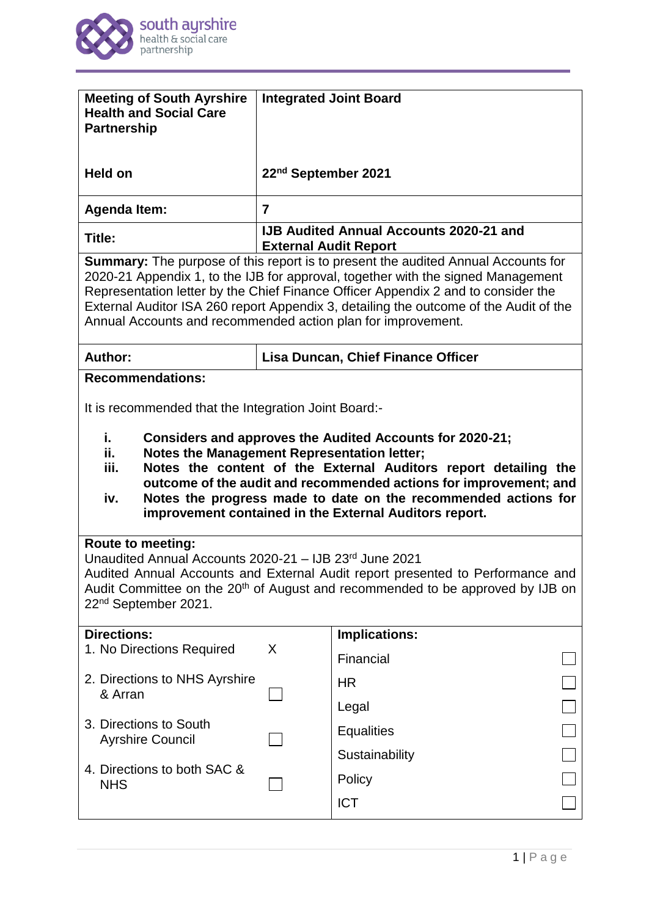| Meeting of South Ayrshire Health and Social Care Partnership | Integrated Joint Board |
|---|---|
| Held on | 22nd September 2021 |
| Agenda Item: | 7 |
| Title: | IJB Audited Annual Accounts 2020-21 and External Audit Report |

**Summary:** The purpose of this report is to present the audited Annual Accounts for 2020-21 Appendix 1, to the IJB for approval, together with the signed Management Representation letter by the Chief Finance Officer Appendix 2 and to consider the External Auditor ISA 260 report Appendix 3, detailing the outcome of the Audit of the Annual Accounts and recommended action plan for improvement.

| Author: | Lisa Duncan, Chief Finance Officer |
|---|---|

**Recommendations:**

It is recommended that the Integration Joint Board:-

i. **Considers and approves the Audited Accounts for 2020-21;**
ii. **Notes the Management Representation letter;**
iii. **Notes the content of the External Auditors report detailing the outcome of the audit and recommended actions for improvement; and**
iv. **Notes the progress made to date on the recommended actions for improvement contained in the External Auditors report.**

**Route to meeting:**
Unaudited Annual Accounts 2020-21 – IJB 23rd June 2021
Audited Annual Accounts and External Audit report presented to Performance and Audit Committee on the 20th of August and recommended to be approved by IJB on 22nd September 2021.

| Directions: | | Implications: | |
|---|---|---|---|
| 1. No Directions Required | X | Financial | ☐ |
| 2. Directions to NHS Ayrshire & Arran | ☐ | HR | ☐ |
| 3. Directions to South Ayrshire Council | ☐ | Legal | ☐ |
| 4. Directions to both SAC & NHS | ☐ | Equalities | ☐ |
| | | Sustainability | ☐ |
| | | Policy | ☐ |
| | | ICT | ☐ |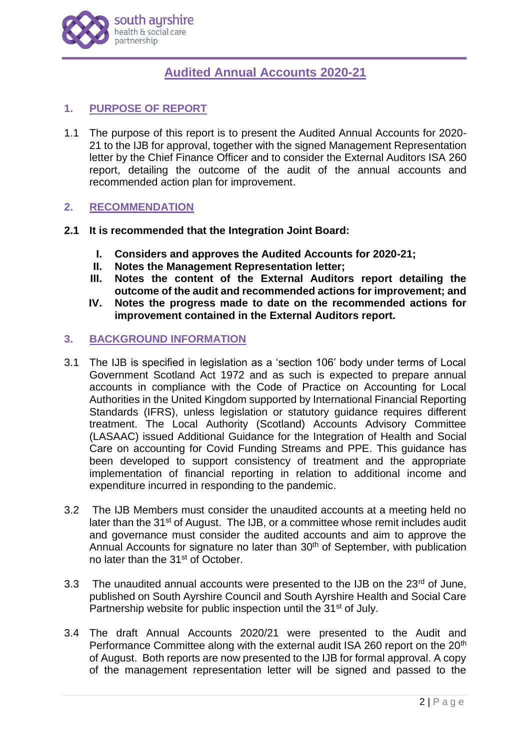# Audited Annual Accounts 2020-21

## 1. PURPOSE OF REPORT

1.1 The purpose of this report is to present the Audited Annual Accounts for 2020-21 to the IJB for approval, together with the signed Management Representation letter by the Chief Finance Officer and to consider the External Auditors ISA 260 report, detailing the outcome of the audit of the annual accounts and recommended action plan for improvement.

## 2. RECOMMENDATION

**2.1 It is recommended that the Integration Joint Board:**

- **I. Considers and approves the Audited Accounts for 2020-21;**
- **II. Notes the Management Representation letter;**
- **III. Notes the content of the External Auditors report detailing the outcome of the audit and recommended actions for improvement; and**
- **IV. Notes the progress made to date on the recommended actions for improvement contained in the External Auditors report.**

## 3. BACKGROUND INFORMATION

3.1 The IJB is specified in legislation as a 'section 106' body under terms of Local Government Scotland Act 1972 and as such is expected to prepare annual accounts in compliance with the Code of Practice on Accounting for Local Authorities in the United Kingdom supported by International Financial Reporting Standards (IFRS), unless legislation or statutory guidance requires different treatment. The Local Authority (Scotland) Accounts Advisory Committee (LASAAC) issued Additional Guidance for the Integration of Health and Social Care on accounting for Covid Funding Streams and PPE. This guidance has been developed to support consistency of treatment and the appropriate implementation of financial reporting in relation to additional income and expenditure incurred in responding to the pandemic.

3.2 The IJB Members must consider the unaudited accounts at a meeting held no later than the 31st of August. The IJB, or a committee whose remit includes audit and governance must consider the audited accounts and aim to approve the Annual Accounts for signature no later than 30th of September, with publication no later than the 31st of October.

3.3 The unaudited annual accounts were presented to the IJB on the 23rd of June, published on South Ayrshire Council and South Ayrshire Health and Social Care Partnership website for public inspection until the 31st of July.

3.4 The draft Annual Accounts 2020/21 were presented to the Audit and Performance Committee along with the external audit ISA 260 report on the 20th of August. Both reports are now presented to the IJB for formal approval. A copy of the management representation letter will be signed and passed to the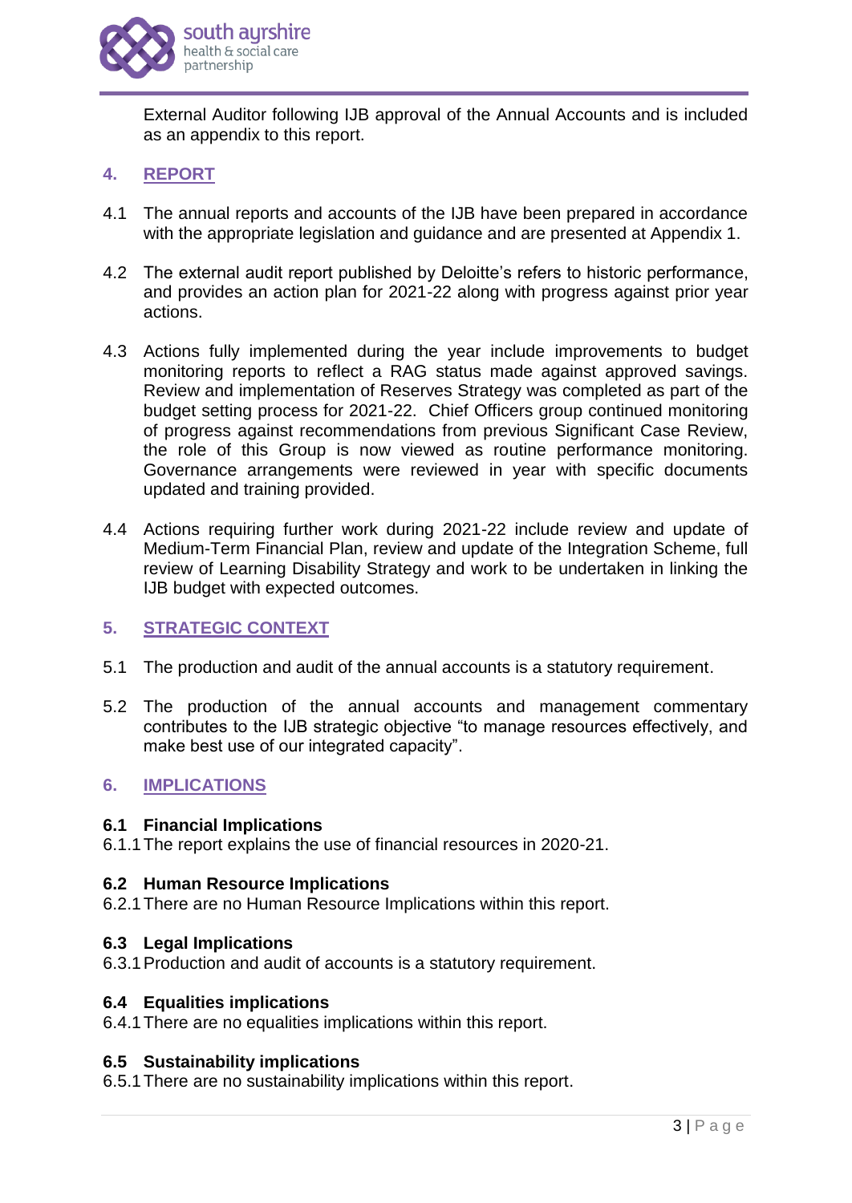External Auditor following IJB approval of the Annual Accounts and is included as an appendix to this report.

## 4. REPORT

4.1 The annual reports and accounts of the IJB have been prepared in accordance with the appropriate legislation and guidance and are presented at Appendix 1.

4.2 The external audit report published by Deloitte's refers to historic performance, and provides an action plan for 2021-22 along with progress against prior year actions.

4.3 Actions fully implemented during the year include improvements to budget monitoring reports to reflect a RAG status made against approved savings. Review and implementation of Reserves Strategy was completed as part of the budget setting process for 2021-22. Chief Officers group continued monitoring of progress against recommendations from previous Significant Case Review, the role of this Group is now viewed as routine performance monitoring. Governance arrangements were reviewed in year with specific documents updated and training provided.

4.4 Actions requiring further work during 2021-22 include review and update of Medium-Term Financial Plan, review and update of the Integration Scheme, full review of Learning Disability Strategy and work to be undertaken in linking the IJB budget with expected outcomes.

## 5. STRATEGIC CONTEXT

5.1 The production and audit of the annual accounts is a statutory requirement.

5.2 The production of the annual accounts and management commentary contributes to the IJB strategic objective "to manage resources effectively, and make best use of our integrated capacity".

## 6. IMPLICATIONS

### 6.1 Financial Implications

6.1.1 The report explains the use of financial resources in 2020-21.

### 6.2 Human Resource Implications

6.2.1 There are no Human Resource Implications within this report.

### 6.3 Legal Implications

6.3.1 Production and audit of accounts is a statutory requirement.

### 6.4 Equalities implications

6.4.1 There are no equalities implications within this report.

### 6.5 Sustainability implications

6.5.1 There are no sustainability implications within this report.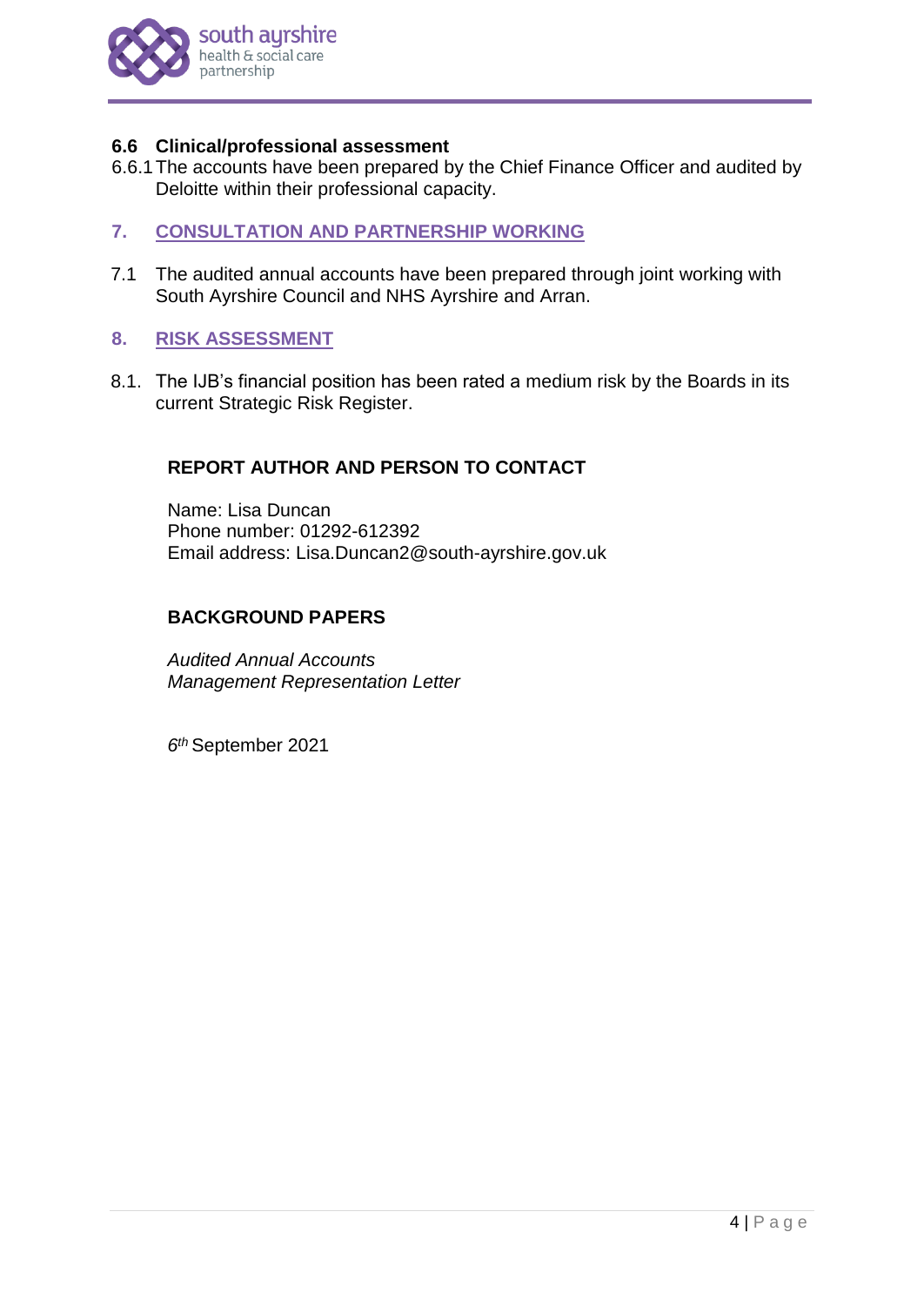### 6.6 Clinical/professional assessment

6.6.1 The accounts have been prepared by the Chief Finance Officer and audited by Deloitte within their professional capacity.

## 7. CONSULTATION AND PARTNERSHIP WORKING

7.1 The audited annual accounts have been prepared through joint working with South Ayrshire Council and NHS Ayrshire and Arran.

## 8. RISK ASSESSMENT

8.1. The IJB's financial position has been rated a medium risk by the Boards in its current Strategic Risk Register.

**REPORT AUTHOR AND PERSON TO CONTACT**

Name: Lisa Duncan
Phone number: 01292-612392
Email address: Lisa.Duncan2@south-ayrshire.gov.uk

**BACKGROUND PAPERS**

*Audited Annual Accounts*
*Management Representation Letter*

*6th* September 2021